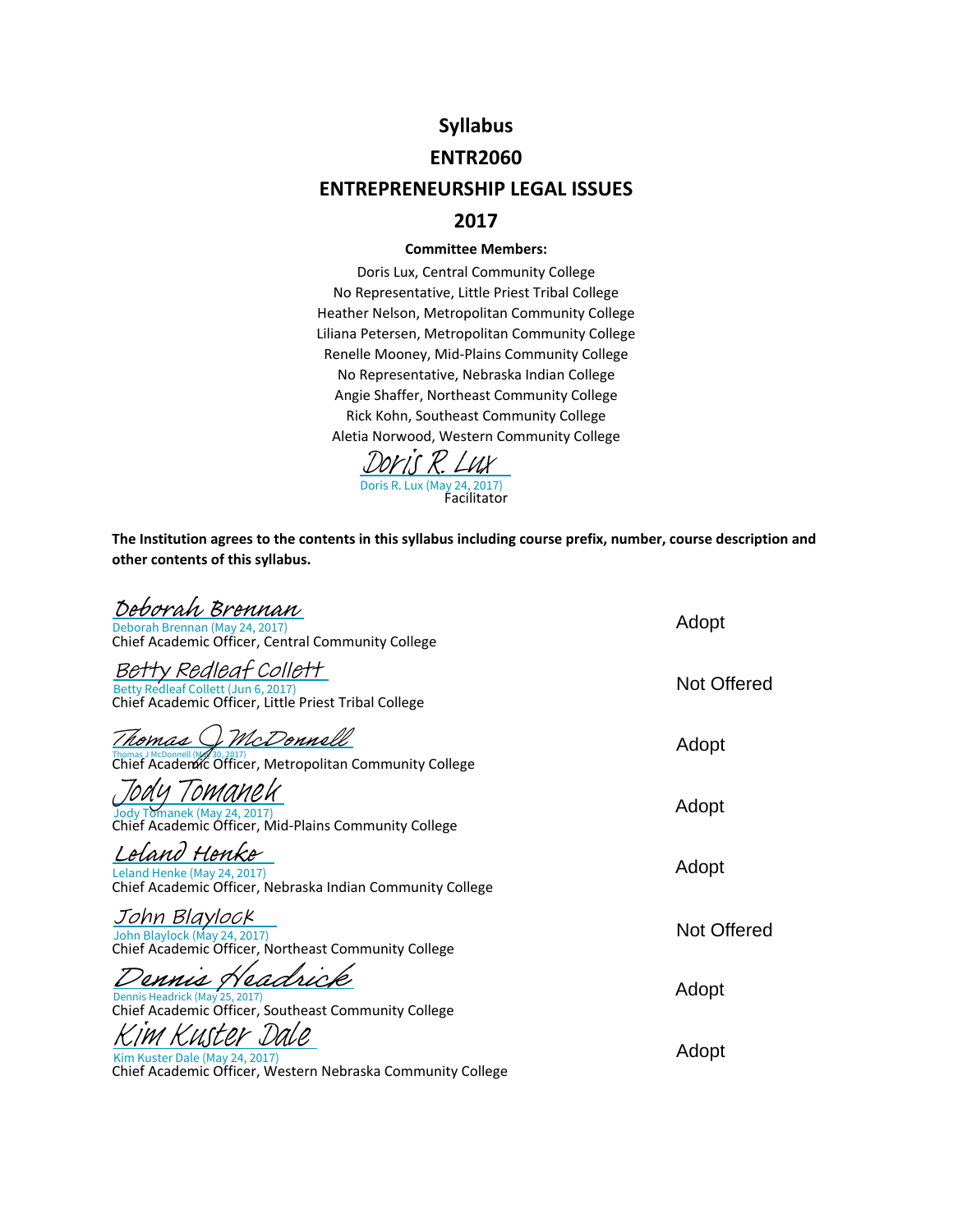# Syllabus

# ENTR2060

# ENTREPRENEURSHIP LEGAL ISSUES

# 2017

**Committee Members:**

Doris Lux, Central Community College
No Representative, Little Priest Tribal College
Heather Nelson, Metropolitan Community College
Liliana Petersen, Metropolitan Community College
Renelle Mooney, Mid-Plains Community College
No Representative, Nebraska Indian College
Angie Shaffer, Northeast Community College
Rick Kohn, Southeast Community College
Aletia Norwood, Western Community College

Doris R. Lux
Doris R. Lux (May 24, 2017)
Facilitator

**The Institution agrees to the contents in this syllabus including course prefix, number, course description and other contents of this syllabus.**

| Signature | Decision |
|---|---|
| Deborah Brennan<br>Deborah Brennan (May 24, 2017)<br>Chief Academic Officer, Central Community College | Adopt |
| Betty Redleaf Collett<br>Betty Redleaf Collett (Jun 6, 2017)<br>Chief Academic Officer, Little Priest Tribal College | Not Offered |
| Thomas J McDonnell<br>Thomas J McDonnell (May 30, 2017)<br>Chief Academic Officer, Metropolitan Community College | Adopt |
| Jody Tomanek<br>Jody Tomanek (May 24, 2017)<br>Chief Academic Officer, Mid-Plains Community College | Adopt |
| Leland Henke<br>Leland Henke (May 24, 2017)<br>Chief Academic Officer, Nebraska Indian Community College | Adopt |
| John Blaylock<br>John Blaylock (May 24, 2017)<br>Chief Academic Officer, Northeast Community College | Not Offered |
| Dennis Headrick<br>Dennis Headrick (May 25, 2017)<br>Chief Academic Officer, Southeast Community College | Adopt |
| Kim Kuster Dale<br>Kim Kuster Dale (May 24, 2017)<br>Chief Academic Officer, Western Nebraska Community College | Adopt |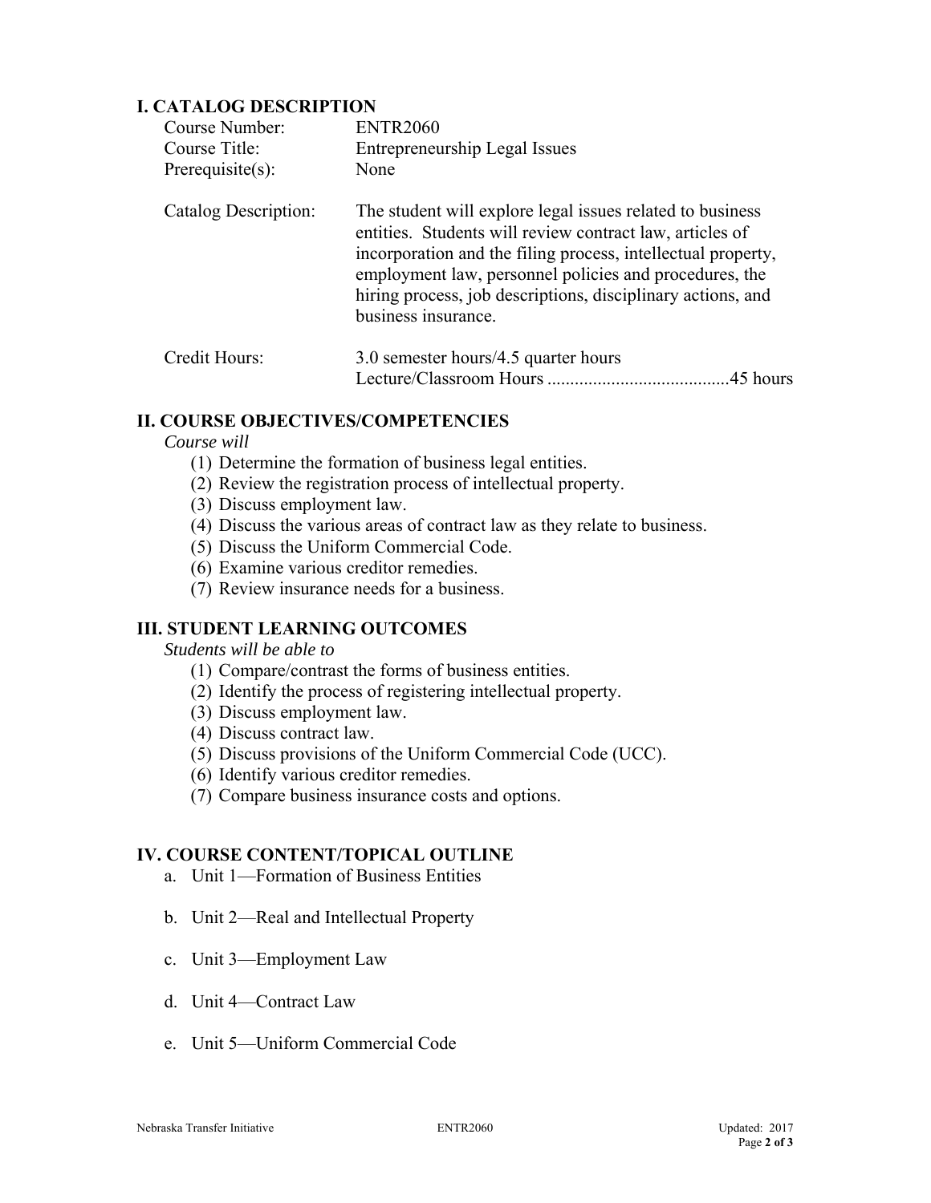## I. CATALOG DESCRIPTION

| | |
|---|---|
| Course Number: | ENTR2060 |
| Course Title: | Entrepreneurship Legal Issues |
| Prerequisite(s): | None |
| Catalog Description: | The student will explore legal issues related to business entities. Students will review contract law, articles of incorporation and the filing process, intellectual property, employment law, personnel policies and procedures, the hiring process, job descriptions, disciplinary actions, and business insurance. |
| Credit Hours: | 3.0 semester hours/4.5 quarter hours<br>Lecture/Classroom Hours ........................................45 hours |

## II. COURSE OBJECTIVES/COMPETENCIES

*Course will*

(1) Determine the formation of business legal entities.
(2) Review the registration process of intellectual property.
(3) Discuss employment law.
(4) Discuss the various areas of contract law as they relate to business.
(5) Discuss the Uniform Commercial Code.
(6) Examine various creditor remedies.
(7) Review insurance needs for a business.

## III. STUDENT LEARNING OUTCOMES

*Students will be able to*

(1) Compare/contrast the forms of business entities.
(2) Identify the process of registering intellectual property.
(3) Discuss employment law.
(4) Discuss contract law.
(5) Discuss provisions of the Uniform Commercial Code (UCC).
(6) Identify various creditor remedies.
(7) Compare business insurance costs and options.

## IV. COURSE CONTENT/TOPICAL OUTLINE

a. Unit 1—Formation of Business Entities

b. Unit 2—Real and Intellectual Property

c. Unit 3—Employment Law

d. Unit 4—Contract Law

e. Unit 5—Uniform Commercial Code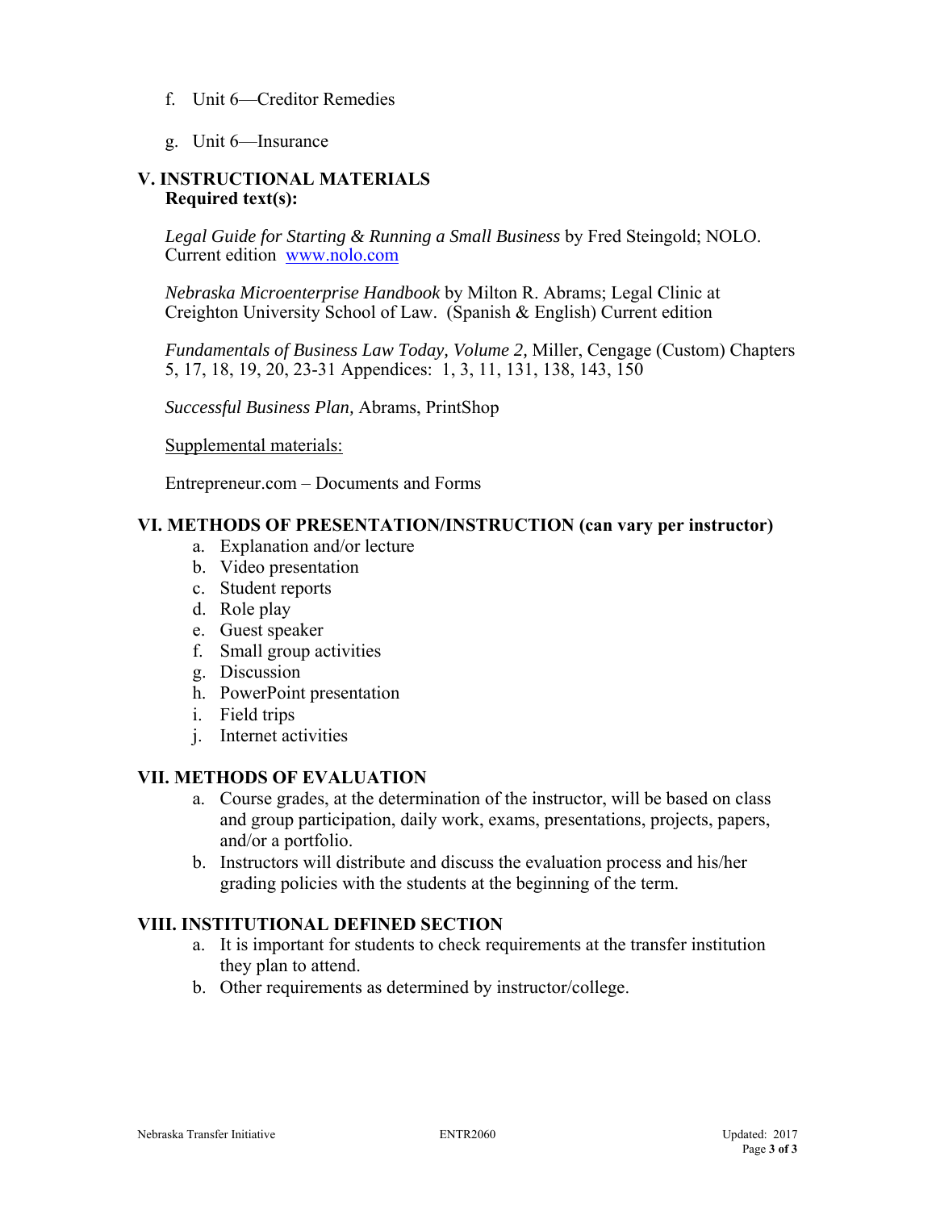f. Unit 6—Creditor Remedies

g. Unit 6—Insurance

## V. INSTRUCTIONAL MATERIALS

**Required text(s):**

*Legal Guide for Starting & Running a Small Business* by Fred Steingold; NOLO. Current edition [www.nolo.com](http://www.nolo.com)

*Nebraska Microenterprise Handbook* by Milton R. Abrams; Legal Clinic at Creighton University School of Law. (Spanish & English) Current edition

*Fundamentals of Business Law Today, Volume 2,* Miller, Cengage (Custom) Chapters 5, 17, 18, 19, 20, 23-31 Appendices: 1, 3, 11, 131, 138, 143, 150

*Successful Business Plan,* Abrams, PrintShop

Supplemental materials:

Entrepreneur.com – Documents and Forms

## VI. METHODS OF PRESENTATION/INSTRUCTION (can vary per instructor)

a. Explanation and/or lecture
b. Video presentation
c. Student reports
d. Role play
e. Guest speaker
f. Small group activities
g. Discussion
h. PowerPoint presentation
i. Field trips
j. Internet activities

## VII. METHODS OF EVALUATION

a. Course grades, at the determination of the instructor, will be based on class and group participation, daily work, exams, presentations, projects, papers, and/or a portfolio.
b. Instructors will distribute and discuss the evaluation process and his/her grading policies with the students at the beginning of the term.

## VIII. INSTITUTIONAL DEFINED SECTION

a. It is important for students to check requirements at the transfer institution they plan to attend.
b. Other requirements as determined by instructor/college.